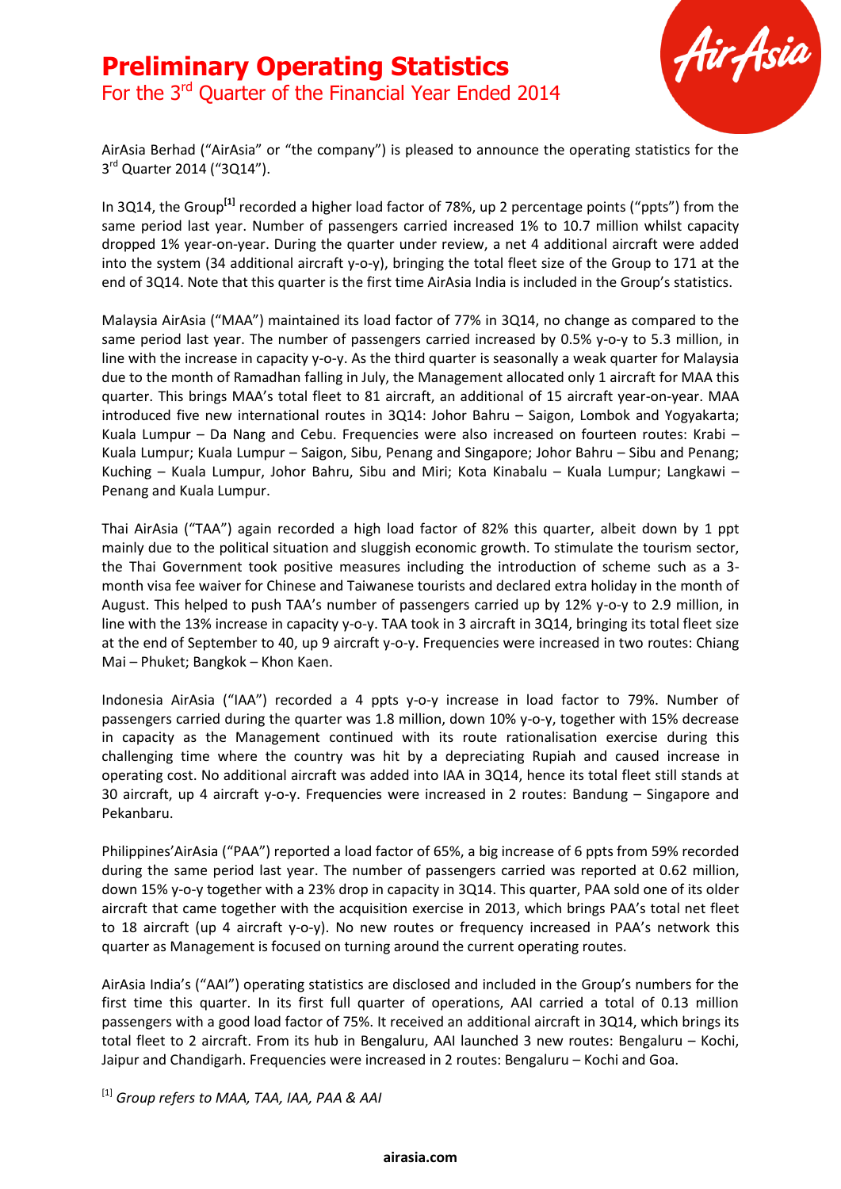# Preliminary Operating Statistics

## For the 3rd Quarter of the Financial Year Ended 2014

AirAsia Berhad ("AirAsia" or "the company") is pleased to announce the operating statistics for the 3rd Quarter 2014 ("3Q14").

In 3Q14, the Group[1] recorded a higher load factor of 78%, up 2 percentage points ("ppts") from the same period last year. Number of passengers carried increased 1% to 10.7 million whilst capacity dropped 1% year-on-year. During the quarter under review, a net 4 additional aircraft were added into the system (34 additional aircraft y-o-y), bringing the total fleet size of the Group to 171 at the end of 3Q14. Note that this quarter is the first time AirAsia India is included in the Group's statistics.

Malaysia AirAsia ("MAA") maintained its load factor of 77% in 3Q14, no change as compared to the same period last year. The number of passengers carried increased by 0.5% y-o-y to 5.3 million, in line with the increase in capacity y-o-y. As the third quarter is seasonally a weak quarter for Malaysia due to the month of Ramadhan falling in July, the Management allocated only 1 aircraft for MAA this quarter. This brings MAA's total fleet to 81 aircraft, an additional of 15 aircraft year-on-year. MAA introduced five new international routes in 3Q14: Johor Bahru – Saigon, Lombok and Yogyakarta; Kuala Lumpur – Da Nang and Cebu. Frequencies were also increased on fourteen routes: Krabi – Kuala Lumpur; Kuala Lumpur – Saigon, Sibu, Penang and Singapore; Johor Bahru – Sibu and Penang; Kuching – Kuala Lumpur, Johor Bahru, Sibu and Miri; Kota Kinabalu – Kuala Lumpur; Langkawi – Penang and Kuala Lumpur.

Thai AirAsia ("TAA") again recorded a high load factor of 82% this quarter, albeit down by 1 ppt mainly due to the political situation and sluggish economic growth. To stimulate the tourism sector, the Thai Government took positive measures including the introduction of scheme such as a 3-month visa fee waiver for Chinese and Taiwanese tourists and declared extra holiday in the month of August. This helped to push TAA's number of passengers carried up by 12% y-o-y to 2.9 million, in line with the 13% increase in capacity y-o-y. TAA took in 3 aircraft in 3Q14, bringing its total fleet size at the end of September to 40, up 9 aircraft y-o-y. Frequencies were increased in two routes: Chiang Mai – Phuket; Bangkok – Khon Kaen.

Indonesia AirAsia ("IAA") recorded a 4 ppts y-o-y increase in load factor to 79%. Number of passengers carried during the quarter was 1.8 million, down 10% y-o-y, together with 15% decrease in capacity as the Management continued with its route rationalisation exercise during this challenging time where the country was hit by a depreciating Rupiah and caused increase in operating cost. No additional aircraft was added into IAA in 3Q14, hence its total fleet still stands at 30 aircraft, up 4 aircraft y-o-y. Frequencies were increased in 2 routes: Bandung – Singapore and Pekanbaru.

Philippines'AirAsia ("PAA") reported a load factor of 65%, a big increase of 6 ppts from 59% recorded during the same period last year. The number of passengers carried was reported at 0.62 million, down 15% y-o-y together with a 23% drop in capacity in 3Q14. This quarter, PAA sold one of its older aircraft that came together with the acquisition exercise in 2013, which brings PAA's total net fleet to 18 aircraft (up 4 aircraft y-o-y). No new routes or frequency increased in PAA's network this quarter as Management is focused on turning around the current operating routes.

AirAsia India's ("AAI") operating statistics are disclosed and included in the Group's numbers for the first time this quarter. In its first full quarter of operations, AAI carried a total of 0.13 million passengers with a good load factor of 75%. It received an additional aircraft in 3Q14, which brings its total fleet to 2 aircraft. From its hub in Bengaluru, AAI launched 3 new routes: Bengaluru – Kochi, Jaipur and Chandigarh. Frequencies were increased in 2 routes: Bengaluru – Kochi and Goa.

[1] *Group refers to MAA, TAA, IAA, PAA & AAI*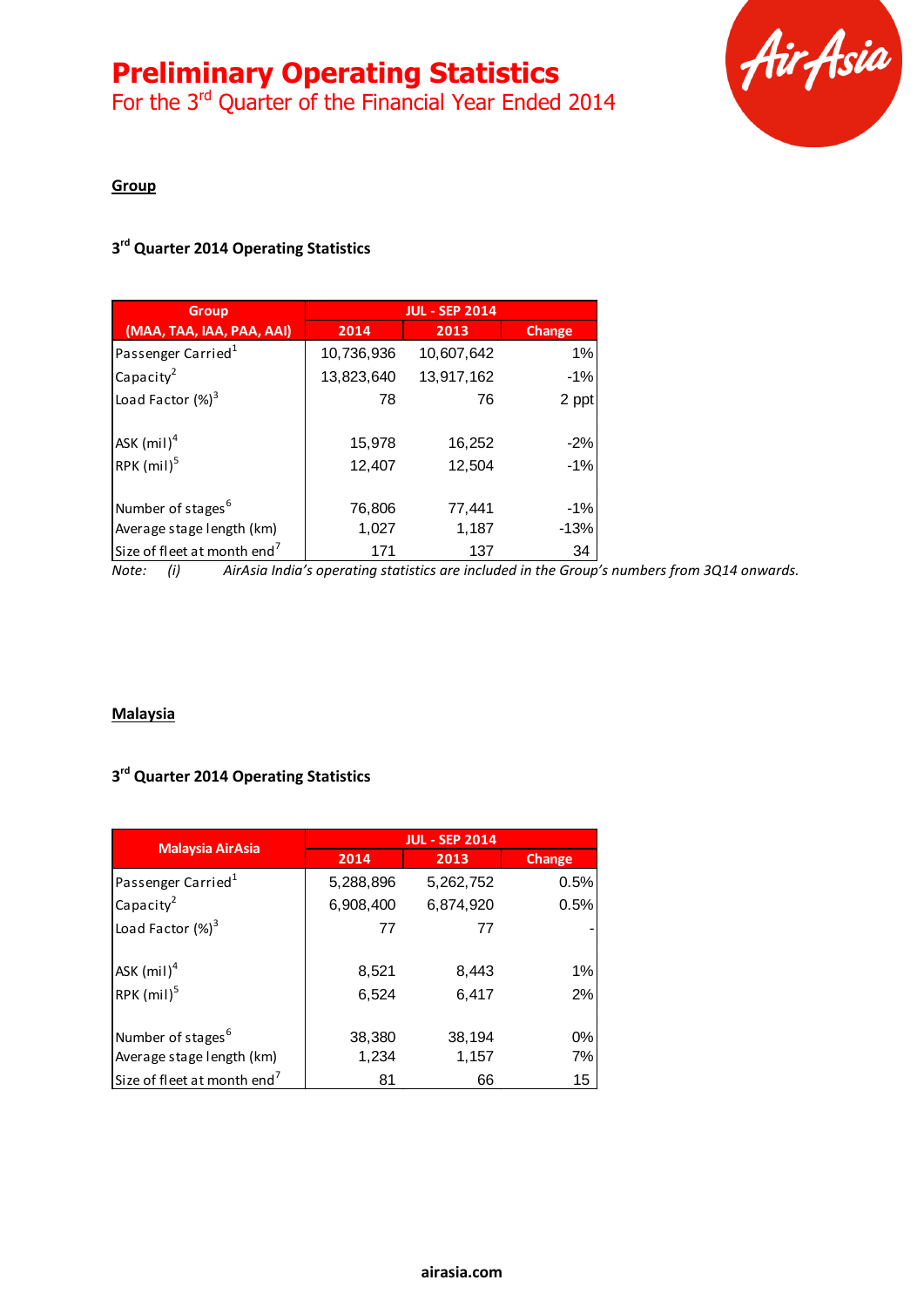# Preliminary Operating Statistics

For the 3rd Quarter of the Financial Year Ended 2014

## Group

### 3rd Quarter 2014 Operating Statistics

| Group (MAA, TAA, IAA, PAA, AAI) | JUL - SEP 2014 | | |
|---|---|---|---|
| | 2014 | 2013 | Change |
| Passenger Carried[1] | 10,736,936 | 10,607,642 | 1% |
| Capacity[2] | 13,823,640 | 13,917,162 | -1% |
| Load Factor (%)[3] | 78 | 76 | 2 ppt |
| ASK (mil)[4] | 15,978 | 16,252 | -2% |
| RPK (mil)[5] | 12,407 | 12,504 | -1% |
| Number of stages[6] | 76,806 | 77,441 | -1% |
| Average stage length (km) | 1,027 | 1,187 | -13% |
| Size of fleet at month end[7] | 171 | 137 | 34 |

*Note: (i) AirAsia India's operating statistics are included in the Group's numbers from 3Q14 onwards.*

## Malaysia

### 3rd Quarter 2014 Operating Statistics

| Malaysia AirAsia | JUL - SEP 2014 | | |
|---|---|---|---|
| | 2014 | 2013 | Change |
| Passenger Carried[1] | 5,288,896 | 5,262,752 | 0.5% |
| Capacity[2] | 6,908,400 | 6,874,920 | 0.5% |
| Load Factor (%)[3] | 77 | 77 | - |
| ASK (mil)[4] | 8,521 | 8,443 | 1% |
| RPK (mil)[5] | 6,524 | 6,417 | 2% |
| Number of stages[6] | 38,380 | 38,194 | 0% |
| Average stage length (km) | 1,234 | 1,157 | 7% |
| Size of fleet at month end[7] | 81 | 66 | 15 |

airasia.com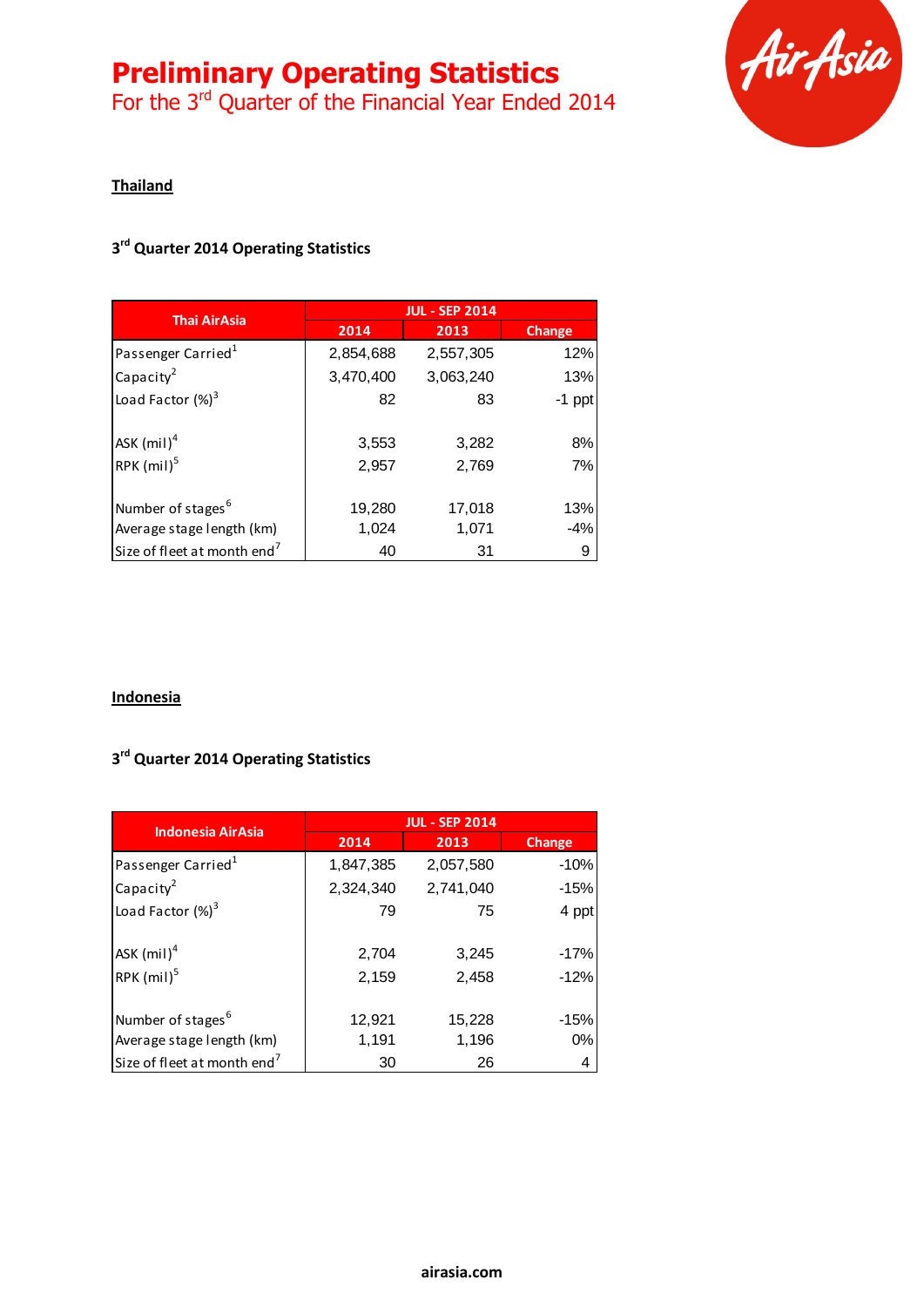# Preliminary Operating Statistics

For the 3rd Quarter of the Financial Year Ended 2014

**Thailand**

### 3rd Quarter 2014 Operating Statistics

| Thai AirAsia | JUL - SEP 2014 | | |
|---|---|---|---|
| | 2014 | 2013 | Change |
| Passenger Carried[1] | 2,854,688 | 2,557,305 | 12% |
| Capacity[2] | 3,470,400 | 3,063,240 | 13% |
| Load Factor (%)[3] | 82 | 83 | -1 ppt |
| ASK (mil)[4] | 3,553 | 3,282 | 8% |
| RPK (mil)[5] | 2,957 | 2,769 | 7% |
| Number of stages[6] | 19,280 | 17,018 | 13% |
| Average stage length (km) | 1,024 | 1,071 | -4% |
| Size of fleet at month end[7] | 40 | 31 | 9 |

**Indonesia**

### 3rd Quarter 2014 Operating Statistics

| Indonesia AirAsia | JUL - SEP 2014 | | |
|---|---|---|---|
| | 2014 | 2013 | Change |
| Passenger Carried[1] | 1,847,385 | 2,057,580 | -10% |
| Capacity[2] | 2,324,340 | 2,741,040 | -15% |
| Load Factor (%)[3] | 79 | 75 | 4 ppt |
| ASK (mil)[4] | 2,704 | 3,245 | -17% |
| RPK (mil)[5] | 2,159 | 2,458 | -12% |
| Number of stages[6] | 12,921 | 15,228 | -15% |
| Average stage length (km) | 1,191 | 1,196 | 0% |
| Size of fleet at month end[7] | 30 | 26 | 4 |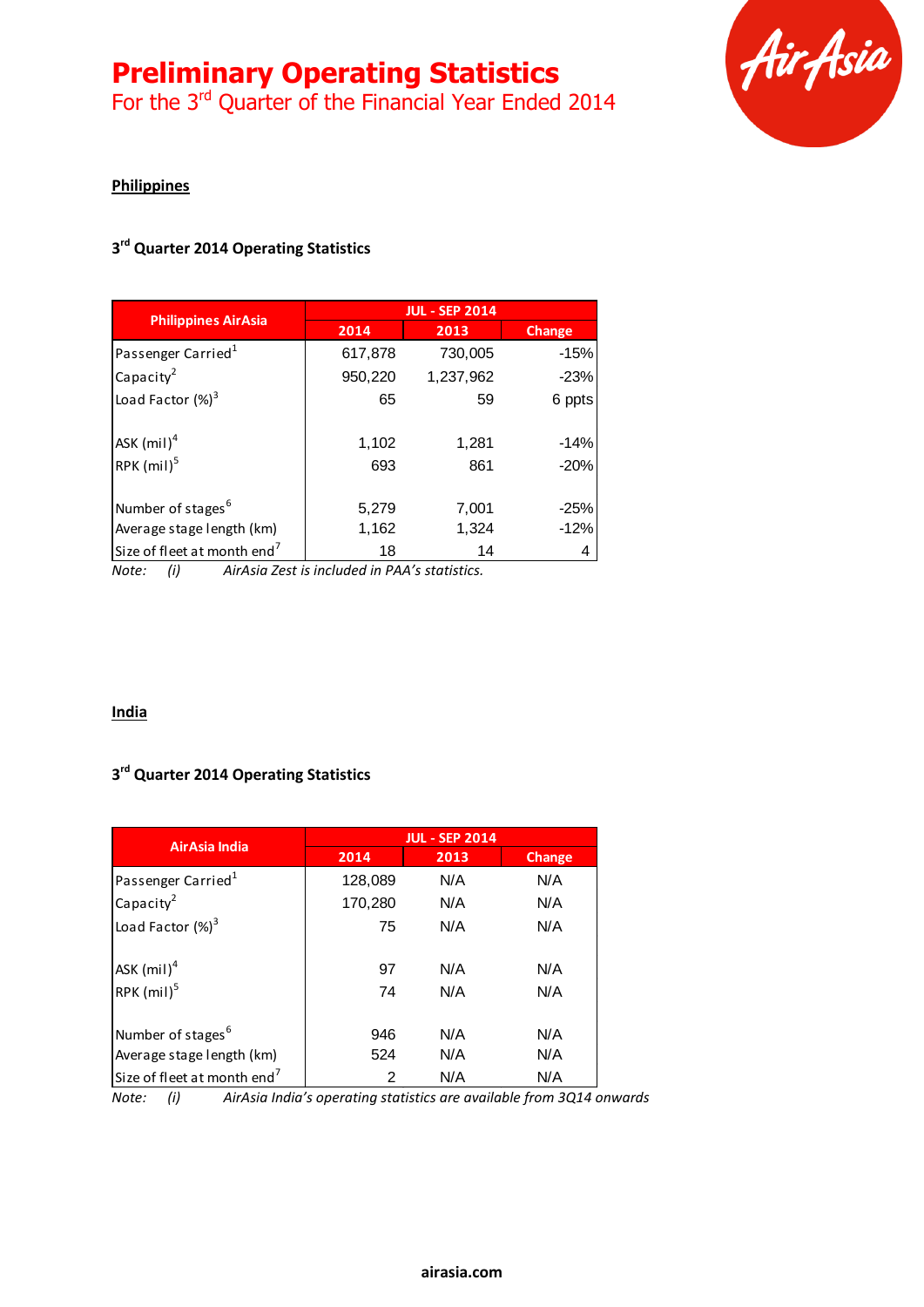# Preliminary Operating Statistics

## For the 3rd Quarter of the Financial Year Ended 2014

**Philippines**

**3rd Quarter 2014 Operating Statistics**

| Philippines AirAsia | JUL - SEP 2014 | | |
|---|---|---|---|
| | 2014 | 2013 | Change |
| Passenger Carried[1] | 617,878 | 730,005 | -15% |
| Capacity[2] | 950,220 | 1,237,962 | -23% |
| Load Factor (%)[3] | 65 | 59 | 6 ppts |
| | | | |
| ASK (mil)[4] | 1,102 | 1,281 | -14% |
| RPK (mil)[5] | 693 | 861 | -20% |
| | | | |
| Number of stages[6] | 5,279 | 7,001 | -25% |
| Average stage length (km) | 1,162 | 1,324 | -12% |
| Size of fleet at month end[7] | 18 | 14 | 4 |

*Note: (i) AirAsia Zest is included in PAA's statistics.*

**India**

**3rd Quarter 2014 Operating Statistics**

| AirAsia India | JUL - SEP 2014 | | |
|---|---|---|---|
| | 2014 | 2013 | Change |
| Passenger Carried[1] | 128,089 | N/A | N/A |
| Capacity[2] | 170,280 | N/A | N/A |
| Load Factor (%)[3] | 75 | N/A | N/A |
| | | | |
| ASK (mil)[4] | 97 | N/A | N/A |
| RPK (mil)[5] | 74 | N/A | N/A |
| | | | |
| Number of stages[6] | 946 | N/A | N/A |
| Average stage length (km) | 524 | N/A | N/A |
| Size of fleet at month end[7] | 2 | N/A | N/A |

*Note: (i) AirAsia India's operating statistics are available from 3Q14 onwards*

**airasia.com**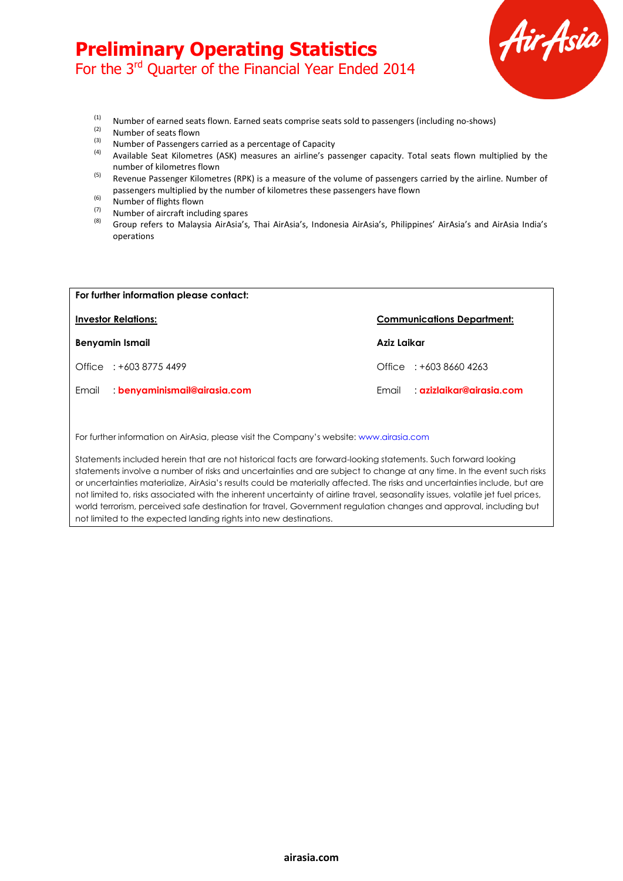# Preliminary Operating Statistics

For the 3rd Quarter of the Financial Year Ended 2014

(1) Number of earned seats flown. Earned seats comprise seats sold to passengers (including no-shows)

(2) Number of seats flown

(3) Number of Passengers carried as a percentage of Capacity

(4) Available Seat Kilometres (ASK) measures an airline's passenger capacity. Total seats flown multiplied by the number of kilometres flown

(5) Revenue Passenger Kilometres (RPK) is a measure of the volume of passengers carried by the airline. Number of passengers multiplied by the number of kilometres these passengers have flown

(6) Number of flights flown

(7) Number of aircraft including spares

(8) Group refers to Malaysia AirAsia's, Thai AirAsia's, Indonesia AirAsia's, Philippines' AirAsia's and AirAsia India's operations

**For further information please contact:**

**Investor Relations:**

**Benyamin Ismail**

Office : +603 8775 4499

Email : **benyaminismail@airasia.com**

**Communications Department:**

**Aziz Laikar**

Office : +603 8660 4263

Email : **azizlaikar@airasia.com**

For further information on AirAsia, please visit the Company's website: www.airasia.com

Statements included herein that are not historical facts are forward-looking statements. Such forward looking statements involve a number of risks and uncertainties and are subject to change at any time. In the event such risks or uncertainties materialize, AirAsia's results could be materially affected. The risks and uncertainties include, but are not limited to, risks associated with the inherent uncertainty of airline travel, seasonality issues, volatile jet fuel prices, world terrorism, perceived safe destination for travel, Government regulation changes and approval, including but not limited to the expected landing rights into new destinations.